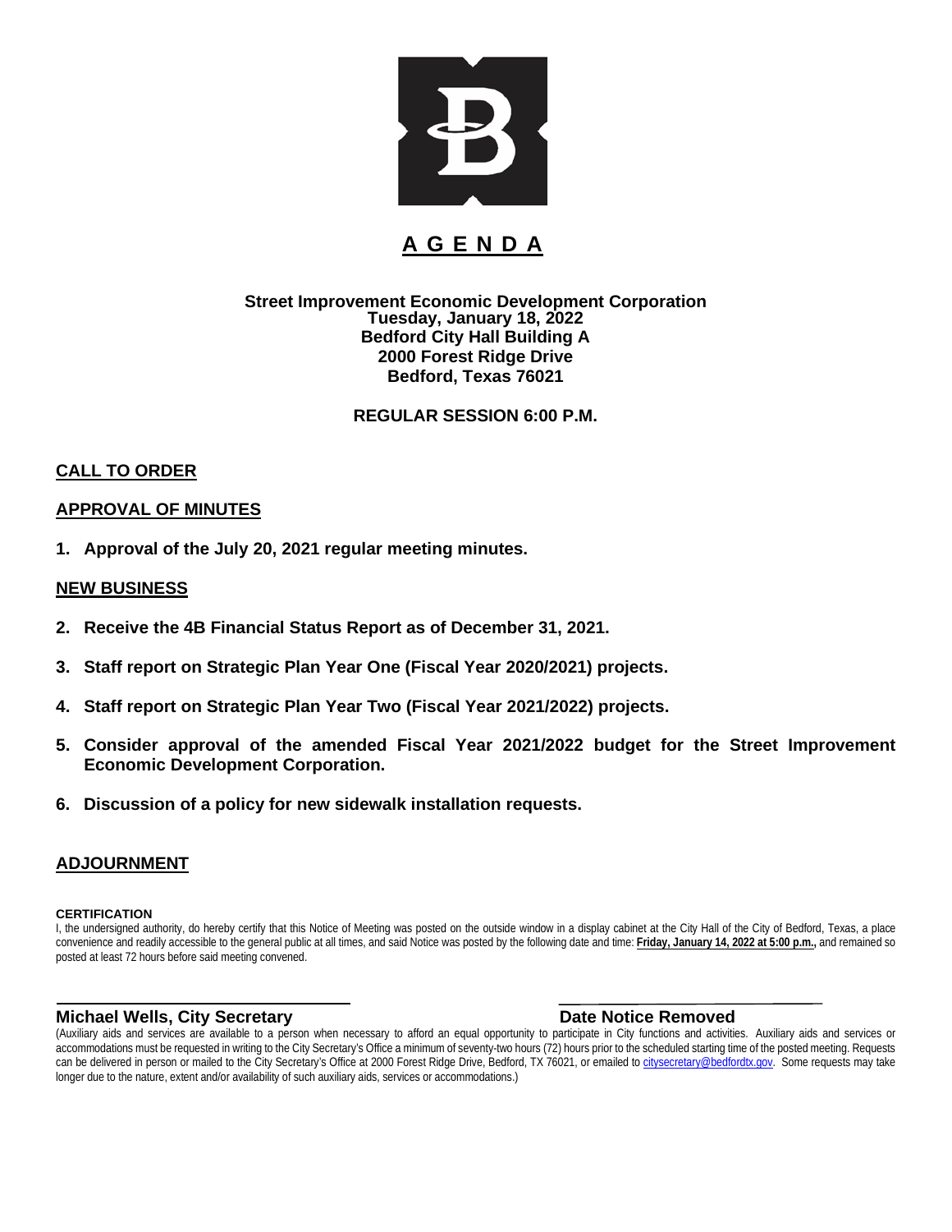# A G E N D A

**Street Improvement Economic Development Corporation**
**Tuesday, January 18, 2022**
**Bedford City Hall Building A**
**2000 Forest Ridge Drive**
**Bedford, Texas 76021**

**REGULAR SESSION 6:00 P.M.**

## CALL TO ORDER

## APPROVAL OF MINUTES

1. **Approval of the July 20, 2021 regular meeting minutes.**

## NEW BUSINESS

2. **Receive the 4B Financial Status Report as of December 31, 2021.**

3. **Staff report on Strategic Plan Year One (Fiscal Year 2020/2021) projects.**

4. **Staff report on Strategic Plan Year Two (Fiscal Year 2021/2022) projects.**

5. **Consider approval of the amended Fiscal Year 2021/2022 budget for the Street Improvement Economic Development Corporation.**

6. **Discussion of a policy for new sidewalk installation requests.**

## ADJOURNMENT

**CERTIFICATION**

I, the undersigned authority, do hereby certify that this Notice of Meeting was posted on the outside window in a display cabinet at the City Hall of the City of Bedford, Texas, a place convenience and readily accessible to the general public at all times, and said Notice was posted by the following date and time: **Friday, January 14, 2022 at 5:00 p.m.,** and remained so posted at least 72 hours before said meeting convened.

**Michael Wells, City Secretary** | **Date Notice Removed**

(Auxiliary aids and services are available to a person when necessary to afford an equal opportunity to participate in City functions and activities. Auxiliary aids and services or accommodations must be requested in writing to the City Secretary's Office a minimum of seventy-two hours (72) hours prior to the scheduled starting time of the posted meeting. Requests can be delivered in person or mailed to the City Secretary's Office at 2000 Forest Ridge Drive, Bedford, TX 76021, or emailed to citysecretary@bedfordtx.gov. Some requests may take longer due to the nature, extent and/or availability of such auxiliary aids, services or accommodations.)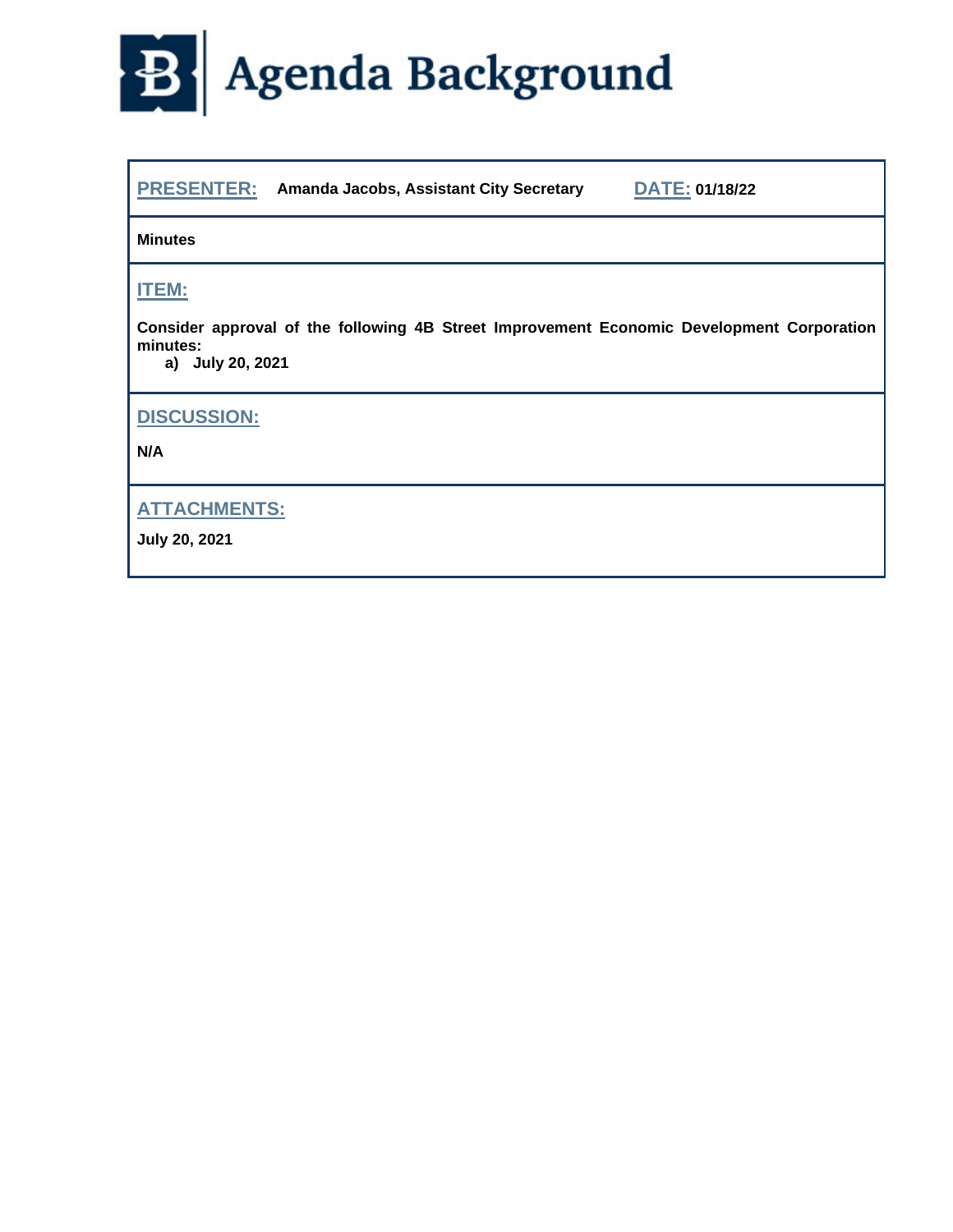# Agenda Background

**PRESENTER:** **Amanda Jacobs, Assistant City Secretary** **DATE:** **01/18/22**

**Minutes**

## ITEM:

**Consider approval of the following 4B Street Improvement Economic Development Corporation minutes:**

**a) July 20, 2021**

## DISCUSSION:

**N/A**

## ATTACHMENTS:

**July 20, 2021**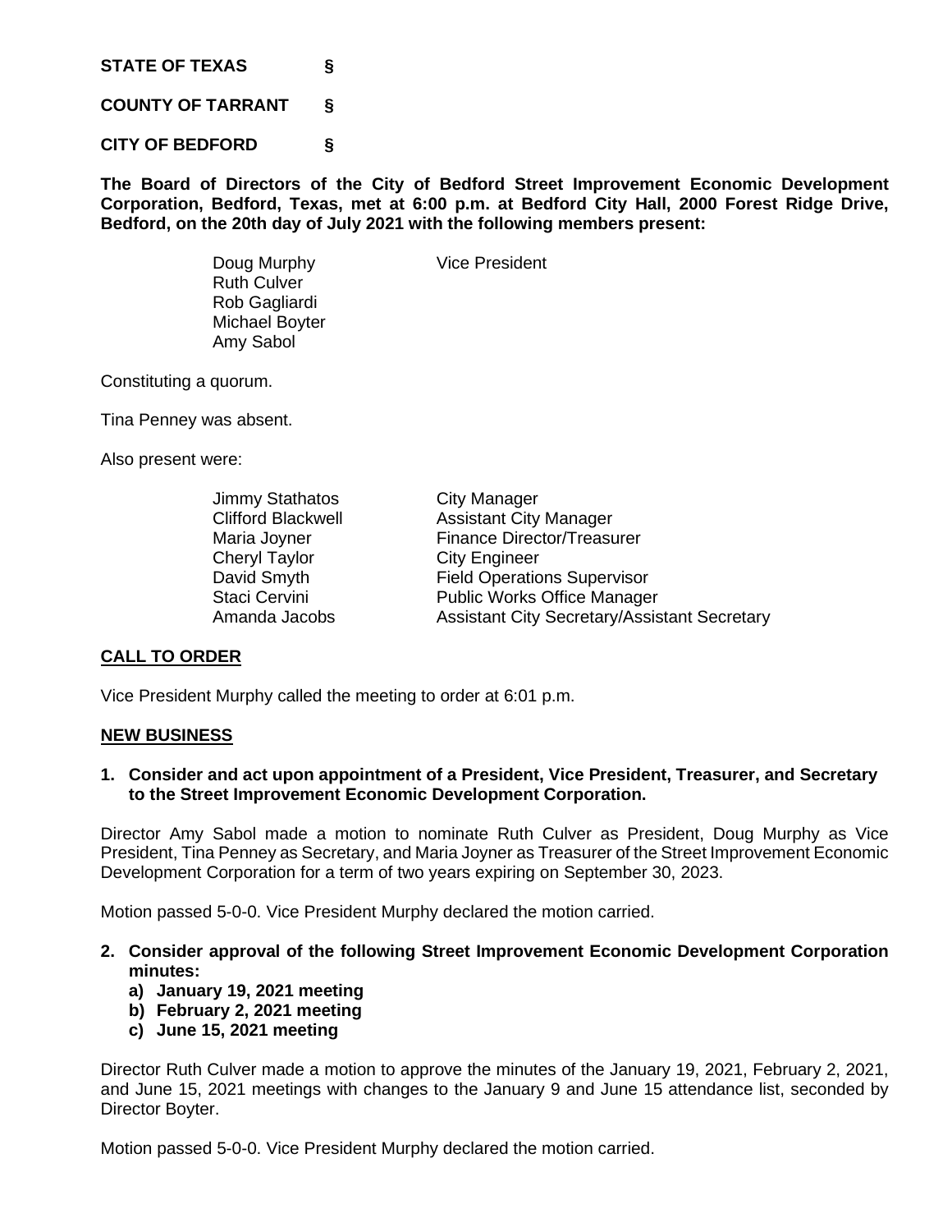**STATE OF TEXAS §**

**COUNTY OF TARRANT §**

**CITY OF BEDFORD §**

**The Board of Directors of the City of Bedford Street Improvement Economic Development Corporation, Bedford, Texas, met at 6:00 p.m. at Bedford City Hall, 2000 Forest Ridge Drive, Bedford, on the 20th day of July 2021 with the following members present:**

| | |
|---|---|
| Doug Murphy | Vice President |
| Ruth Culver | |
| Rob Gagliardi | |
| Michael Boyter | |
| Amy Sabol | |

Constituting a quorum.

Tina Penney was absent.

Also present were:

| | |
|---|---|
| Jimmy Stathatos | City Manager |
| Clifford Blackwell | Assistant City Manager |
| Maria Joyner | Finance Director/Treasurer |
| Cheryl Taylor | City Engineer |
| David Smyth | Field Operations Supervisor |
| Staci Cervini | Public Works Office Manager |
| Amanda Jacobs | Assistant City Secretary/Assistant Secretary |

## CALL TO ORDER

Vice President Murphy called the meeting to order at 6:01 p.m.

## NEW BUSINESS

**1. Consider and act upon appointment of a President, Vice President, Treasurer, and Secretary to the Street Improvement Economic Development Corporation.**

Director Amy Sabol made a motion to nominate Ruth Culver as President, Doug Murphy as Vice President, Tina Penney as Secretary, and Maria Joyner as Treasurer of the Street Improvement Economic Development Corporation for a term of two years expiring on September 30, 2023.

Motion passed 5-0-0. Vice President Murphy declared the motion carried.

**2. Consider approval of the following Street Improvement Economic Development Corporation minutes:**
   **a) January 19, 2021 meeting**
   **b) February 2, 2021 meeting**
   **c) June 15, 2021 meeting**

Director Ruth Culver made a motion to approve the minutes of the January 19, 2021, February 2, 2021, and June 15, 2021 meetings with changes to the January 9 and June 15 attendance list, seconded by Director Boyter.

Motion passed 5-0-0. Vice President Murphy declared the motion carried.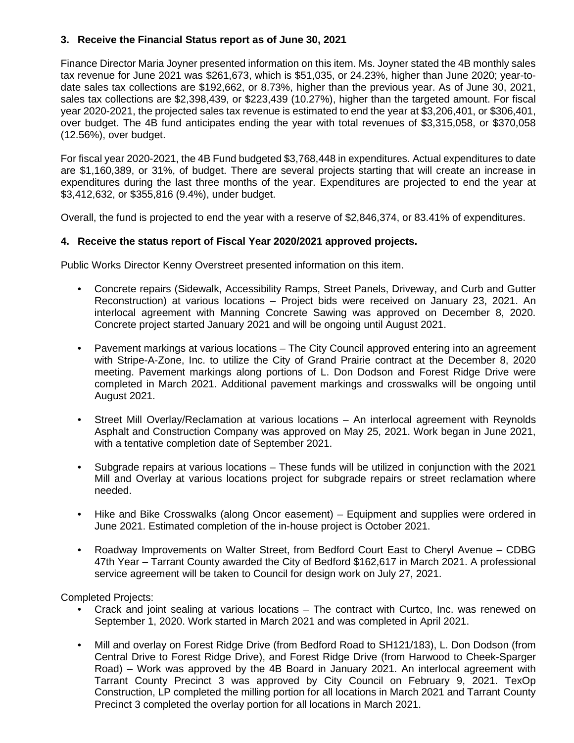**3. Receive the Financial Status report as of June 30, 2021**

Finance Director Maria Joyner presented information on this item. Ms. Joyner stated the 4B monthly sales tax revenue for June 2021 was $261,673, which is $51,035, or 24.23%, higher than June 2020; year-to-date sales tax collections are $192,662, or 8.73%, higher than the previous year. As of June 30, 2021, sales tax collections are $2,398,439, or $223,439 (10.27%), higher than the targeted amount. For fiscal year 2020-2021, the projected sales tax revenue is estimated to end the year at $3,206,401, or $306,401, over budget. The 4B fund anticipates ending the year with total revenues of $3,315,058, or $370,058 (12.56%), over budget.

For fiscal year 2020-2021, the 4B Fund budgeted $3,768,448 in expenditures. Actual expenditures to date are $1,160,389, or 31%, of budget. There are several projects starting that will create an increase in expenditures during the last three months of the year. Expenditures are projected to end the year at $3,412,632, or $355,816 (9.4%), under budget.

Overall, the fund is projected to end the year with a reserve of $2,846,374, or 83.41% of expenditures.

**4. Receive the status report of Fiscal Year 2020/2021 approved projects.**

Public Works Director Kenny Overstreet presented information on this item.

- Concrete repairs (Sidewalk, Accessibility Ramps, Street Panels, Driveway, and Curb and Gutter Reconstruction) at various locations – Project bids were received on January 23, 2021. An interlocal agreement with Manning Concrete Sawing was approved on December 8, 2020. Concrete project started January 2021 and will be ongoing until August 2021.
- Pavement markings at various locations – The City Council approved entering into an agreement with Stripe-A-Zone, Inc. to utilize the City of Grand Prairie contract at the December 8, 2020 meeting. Pavement markings along portions of L. Don Dodson and Forest Ridge Drive were completed in March 2021. Additional pavement markings and crosswalks will be ongoing until August 2021.
- Street Mill Overlay/Reclamation at various locations – An interlocal agreement with Reynolds Asphalt and Construction Company was approved on May 25, 2021. Work began in June 2021, with a tentative completion date of September 2021.
- Subgrade repairs at various locations – These funds will be utilized in conjunction with the 2021 Mill and Overlay at various locations project for subgrade repairs or street reclamation where needed.
- Hike and Bike Crosswalks (along Oncor easement) – Equipment and supplies were ordered in June 2021. Estimated completion of the in-house project is October 2021.
- Roadway Improvements on Walter Street, from Bedford Court East to Cheryl Avenue – CDBG 47th Year – Tarrant County awarded the City of Bedford $162,617 in March 2021. A professional service agreement will be taken to Council for design work on July 27, 2021.

Completed Projects:

- Crack and joint sealing at various locations – The contract with Curtco, Inc. was renewed on September 1, 2020. Work started in March 2021 and was completed in April 2021.
- Mill and overlay on Forest Ridge Drive (from Bedford Road to SH121/183), L. Don Dodson (from Central Drive to Forest Ridge Drive), and Forest Ridge Drive (from Harwood to Cheek-Sparger Road) – Work was approved by the 4B Board in January 2021. An interlocal agreement with Tarrant County Precinct 3 was approved by City Council on February 9, 2021. TexOp Construction, LP completed the milling portion for all locations in March 2021 and Tarrant County Precinct 3 completed the overlay portion for all locations in March 2021.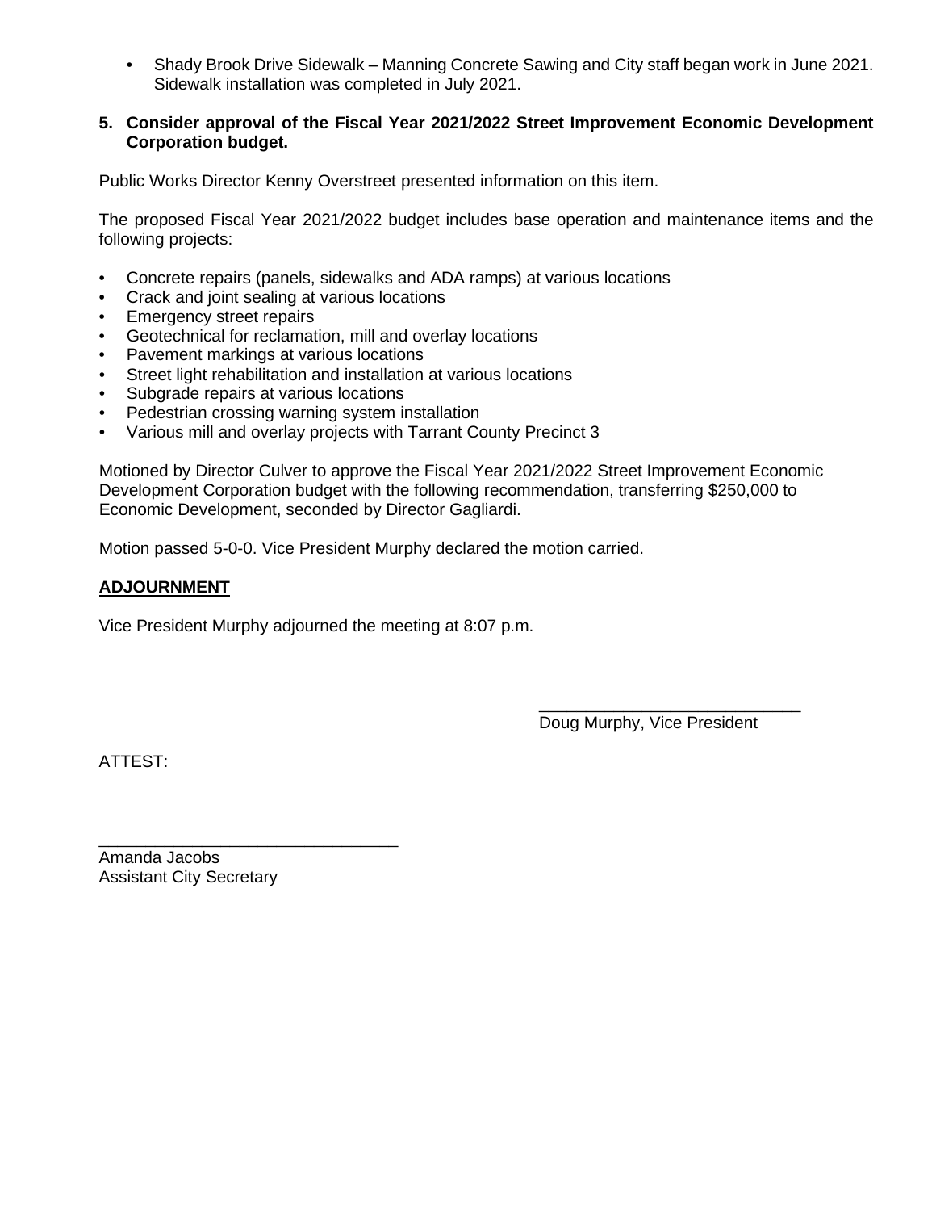- Shady Brook Drive Sidewalk – Manning Concrete Sawing and City staff began work in June 2021. Sidewalk installation was completed in July 2021.

**5. Consider approval of the Fiscal Year 2021/2022 Street Improvement Economic Development Corporation budget.**

Public Works Director Kenny Overstreet presented information on this item.

The proposed Fiscal Year 2021/2022 budget includes base operation and maintenance items and the following projects:

- Concrete repairs (panels, sidewalks and ADA ramps) at various locations
- Crack and joint sealing at various locations
- Emergency street repairs
- Geotechnical for reclamation, mill and overlay locations
- Pavement markings at various locations
- Street light rehabilitation and installation at various locations
- Subgrade repairs at various locations
- Pedestrian crossing warning system installation
- Various mill and overlay projects with Tarrant County Precinct 3

Motioned by Director Culver to approve the Fiscal Year 2021/2022 Street Improvement Economic Development Corporation budget with the following recommendation, transferring $250,000 to Economic Development, seconded by Director Gagliardi.

Motion passed 5-0-0. Vice President Murphy declared the motion carried.

**ADJOURNMENT**

Vice President Murphy adjourned the meeting at 8:07 p.m.

\_\_\_\_\_\_\_\_\_\_\_\_\_\_\_\_\_\_\_\_\_\_\_\_\_\_\_\_
Doug Murphy, Vice President

ATTEST:

\_\_\_\_\_\_\_\_\_\_\_\_\_\_\_\_\_\_\_\_\_\_\_\_\_\_\_\_\_\_\_\_
Amanda Jacobs
Assistant City Secretary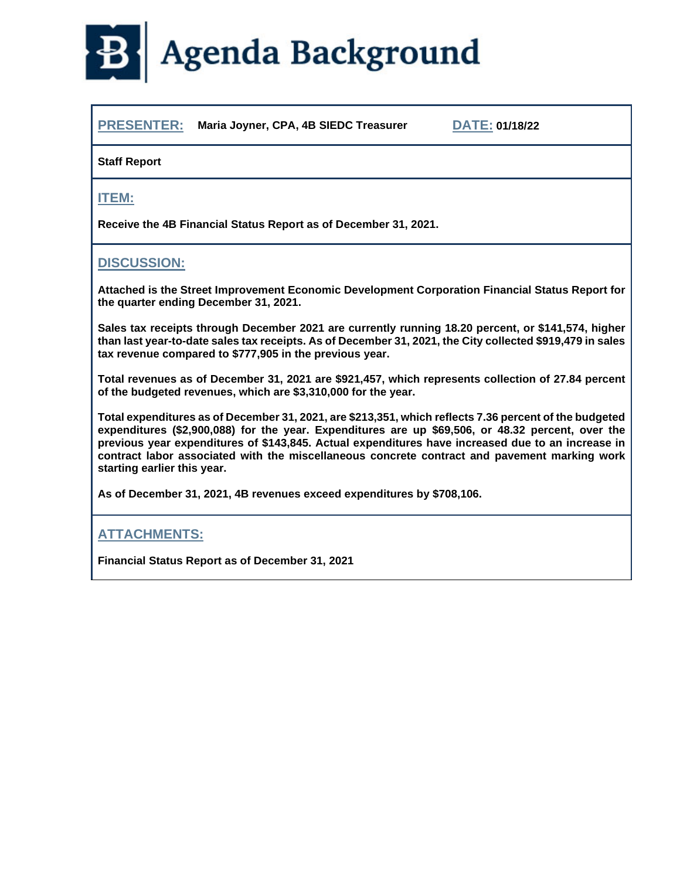# Agenda Background

**PRESENTER:** **Maria Joyner, CPA, 4B SIEDC Treasurer** **DATE:** **01/18/22**

**Staff Report**

## ITEM:

**Receive the 4B Financial Status Report as of December 31, 2021.**

## DISCUSSION:

**Attached is the Street Improvement Economic Development Corporation Financial Status Report for the quarter ending December 31, 2021.**

**Sales tax receipts through December 2021 are currently running 18.20 percent, or $141,574, higher than last year-to-date sales tax receipts. As of December 31, 2021, the City collected $919,479 in sales tax revenue compared to $777,905 in the previous year.**

**Total revenues as of December 31, 2021 are $921,457, which represents collection of 27.84 percent of the budgeted revenues, which are $3,310,000 for the year.**

**Total expenditures as of December 31, 2021, are $213,351, which reflects 7.36 percent of the budgeted expenditures ($2,900,088) for the year. Expenditures are up $69,506, or 48.32 percent, over the previous year expenditures of $143,845. Actual expenditures have increased due to an increase in contract labor associated with the miscellaneous concrete contract and pavement marking work starting earlier this year.**

**As of December 31, 2021, 4B revenues exceed expenditures by $708,106.**

## ATTACHMENTS:

**Financial Status Report as of December 31, 2021**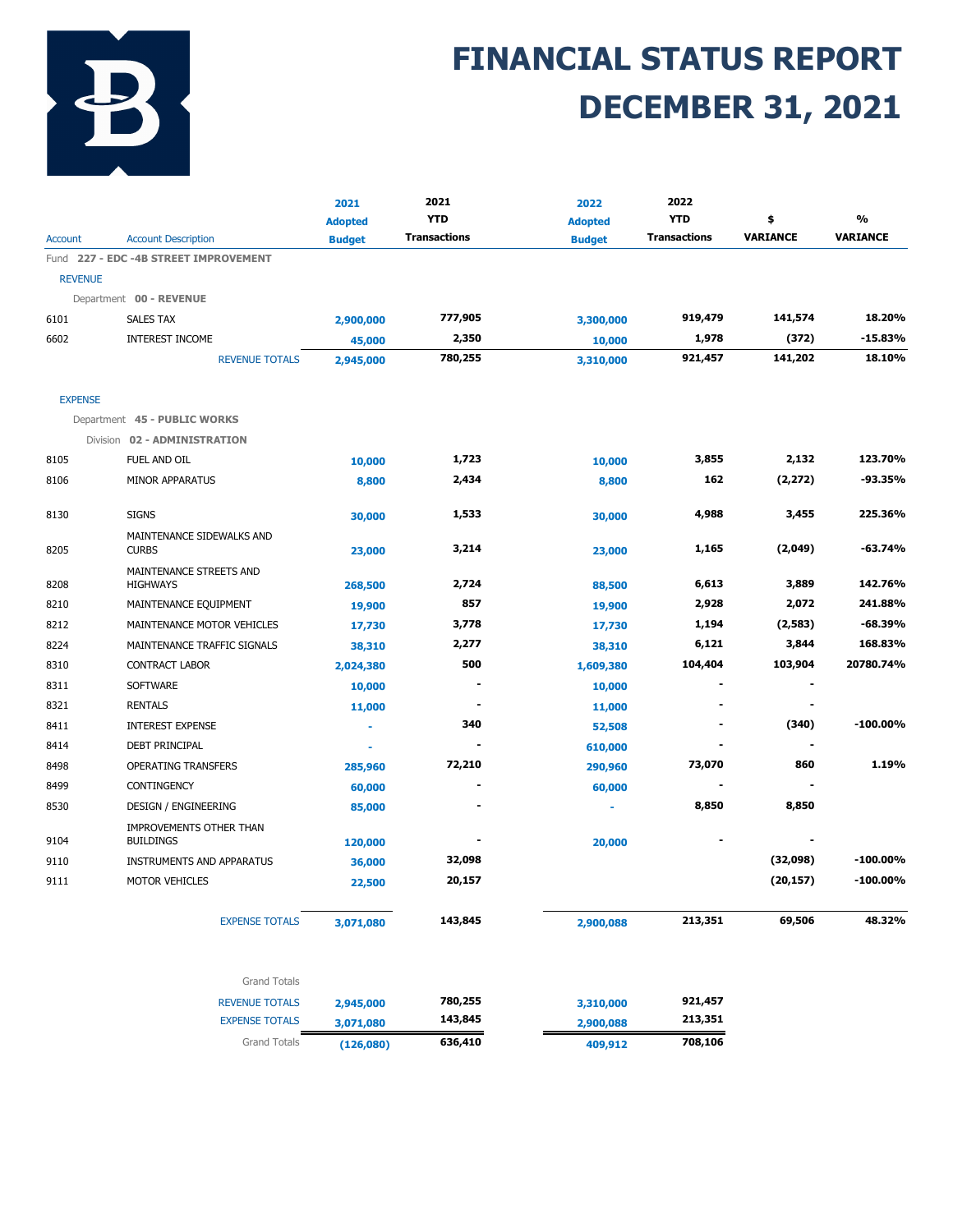# FINANCIAL STATUS REPORT DECEMBER 31, 2021

| Account | Account Description | 2021 Adopted Budget | 2021 YTD Transactions | 2022 Adopted Budget | 2022 YTD Transactions | $ VARIANCE | % VARIANCE |
|---|---|---|---|---|---|---|---|
| Fund 227 - EDC -4B STREET IMPROVEMENT | | | | | | | |
| REVENUE | | | | | | | |
| Department 00 - REVENUE | | | | | | | |
| 6101 | SALES TAX | 2,900,000 | 777,905 | 3,300,000 | 919,479 | 141,574 | 18.20% |
| 6602 | INTEREST INCOME | 45,000 | 2,350 | 10,000 | 1,978 | (372) | -15.83% |
| | REVENUE TOTALS | 2,945,000 | 780,255 | 3,310,000 | 921,457 | 141,202 | 18.10% |
| EXPENSE | | | | | | | |
| Department 45 - PUBLIC WORKS | | | | | | | |
| Division 02 - ADMINISTRATION | | | | | | | |
| 8105 | FUEL AND OIL | 10,000 | 1,723 | 10,000 | 3,855 | 2,132 | 123.70% |
| 8106 | MINOR APPARATUS | 8,800 | 2,434 | 8,800 | 162 | (2,272) | -93.35% |
| 8130 | SIGNS | 30,000 | 1,533 | 30,000 | 4,988 | 3,455 | 225.36% |
| 8205 | MAINTENANCE SIDEWALKS AND CURBS | 23,000 | 3,214 | 23,000 | 1,165 | (2,049) | -63.74% |
| 8208 | MAINTENANCE STREETS AND HIGHWAYS | 268,500 | 2,724 | 88,500 | 6,613 | 3,889 | 142.76% |
| 8210 | MAINTENANCE EQUIPMENT | 19,900 | 857 | 19,900 | 2,928 | 2,072 | 241.88% |
| 8212 | MAINTENANCE MOTOR VEHICLES | 17,730 | 3,778 | 17,730 | 1,194 | (2,583) | -68.39% |
| 8224 | MAINTENANCE TRAFFIC SIGNALS | 38,310 | 2,277 | 38,310 | 6,121 | 3,844 | 168.83% |
| 8310 | CONTRACT LABOR | 2,024,380 | 500 | 1,609,380 | 104,404 | 103,904 | 20780.74% |
| 8311 | SOFTWARE | 10,000 | - | 10,000 | - | - | |
| 8321 | RENTALS | 11,000 | - | 11,000 | - | - | |
| 8411 | INTEREST EXPENSE | - | 340 | 52,508 | - | (340) | -100.00% |
| 8414 | DEBT PRINCIPAL | - | - | 610,000 | - | - | |
| 8498 | OPERATING TRANSFERS | 285,960 | 72,210 | 290,960 | 73,070 | 860 | 1.19% |
| 8499 | CONTINGENCY | 60,000 | - | 60,000 | - | - | |
| 8530 | DESIGN / ENGINEERING | 85,000 | - | - | 8,850 | 8,850 | |
| 9104 | IMPROVEMENTS OTHER THAN BUILDINGS | 120,000 | - | 20,000 | - | - | |
| 9110 | INSTRUMENTS AND APPARATUS | 36,000 | 32,098 | | | (32,098) | -100.00% |
| 9111 | MOTOR VEHICLES | 22,500 | 20,157 | | | (20,157) | -100.00% |
| | EXPENSE TOTALS | 3,071,080 | 143,845 | 2,900,088 | 213,351 | 69,506 | 48.32% |
| | Grand Totals | | | | | | |
| | REVENUE TOTALS | 2,945,000 | 780,255 | 3,310,000 | 921,457 | | |
| | EXPENSE TOTALS | 3,071,080 | 143,845 | 2,900,088 | 213,351 | | |
| | Grand Totals | (126,080) | 636,410 | 409,912 | 708,106 | | |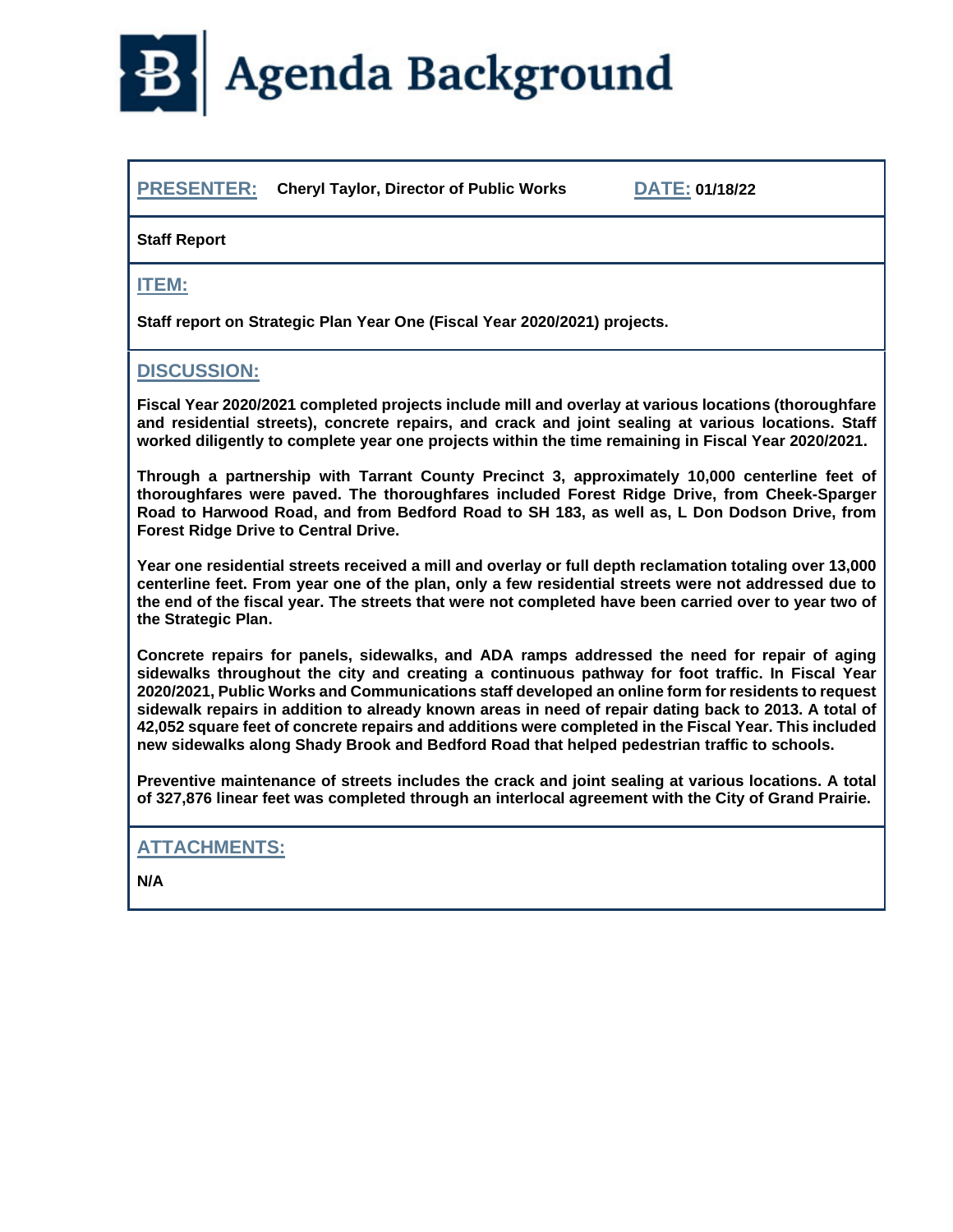# Agenda Background

**PRESENTER:** **Cheryl Taylor, Director of Public Works** **DATE:** **01/18/22**

**Staff Report**

## ITEM:

**Staff report on Strategic Plan Year One (Fiscal Year 2020/2021) projects.**

## DISCUSSION:

**Fiscal Year 2020/2021 completed projects include mill and overlay at various locations (thoroughfare and residential streets), concrete repairs, and crack and joint sealing at various locations. Staff worked diligently to complete year one projects within the time remaining in Fiscal Year 2020/2021.**

**Through a partnership with Tarrant County Precinct 3, approximately 10,000 centerline feet of thoroughfares were paved. The thoroughfares included Forest Ridge Drive, from Cheek-Sparger Road to Harwood Road, and from Bedford Road to SH 183, as well as, L Don Dodson Drive, from Forest Ridge Drive to Central Drive.**

**Year one residential streets received a mill and overlay or full depth reclamation totaling over 13,000 centerline feet. From year one of the plan, only a few residential streets were not addressed due to the end of the fiscal year. The streets that were not completed have been carried over to year two of the Strategic Plan.**

**Concrete repairs for panels, sidewalks, and ADA ramps addressed the need for repair of aging sidewalks throughout the city and creating a continuous pathway for foot traffic. In Fiscal Year 2020/2021, Public Works and Communications staff developed an online form for residents to request sidewalk repairs in addition to already known areas in need of repair dating back to 2013. A total of 42,052 square feet of concrete repairs and additions were completed in the Fiscal Year. This included new sidewalks along Shady Brook and Bedford Road that helped pedestrian traffic to schools.**

**Preventive maintenance of streets includes the crack and joint sealing at various locations. A total of 327,876 linear feet was completed through an interlocal agreement with the City of Grand Prairie.**

## ATTACHMENTS:

**N/A**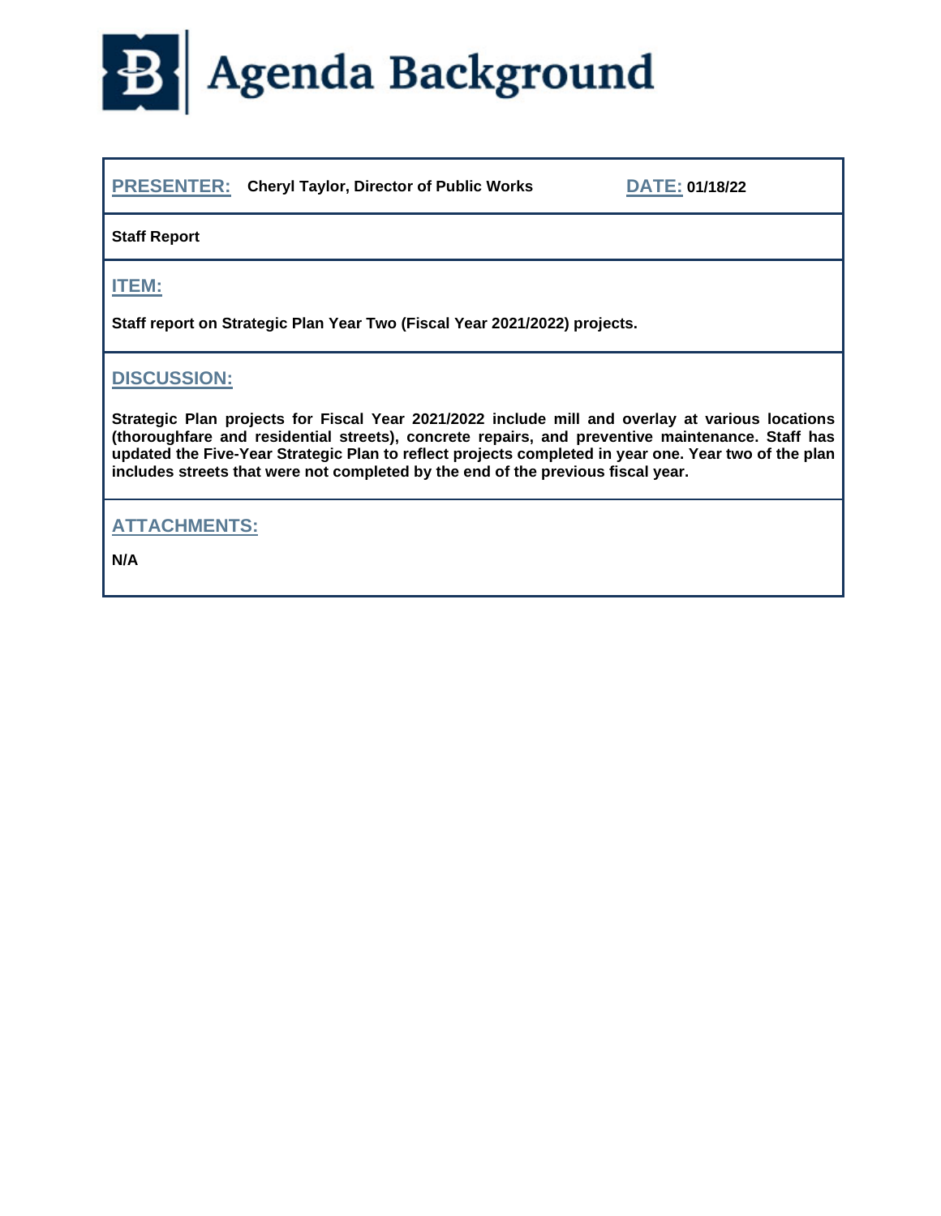# Agenda Background

**PRESENTER:** **Cheryl Taylor, Director of Public Works** **DATE:** **01/18/22**

**Staff Report**

## ITEM:

**Staff report on Strategic Plan Year Two (Fiscal Year 2021/2022) projects.**

## DISCUSSION:

**Strategic Plan projects for Fiscal Year 2021/2022 include mill and overlay at various locations (thoroughfare and residential streets), concrete repairs, and preventive maintenance. Staff has updated the Five-Year Strategic Plan to reflect projects completed in year one. Year two of the plan includes streets that were not completed by the end of the previous fiscal year.**

## ATTACHMENTS:

**N/A**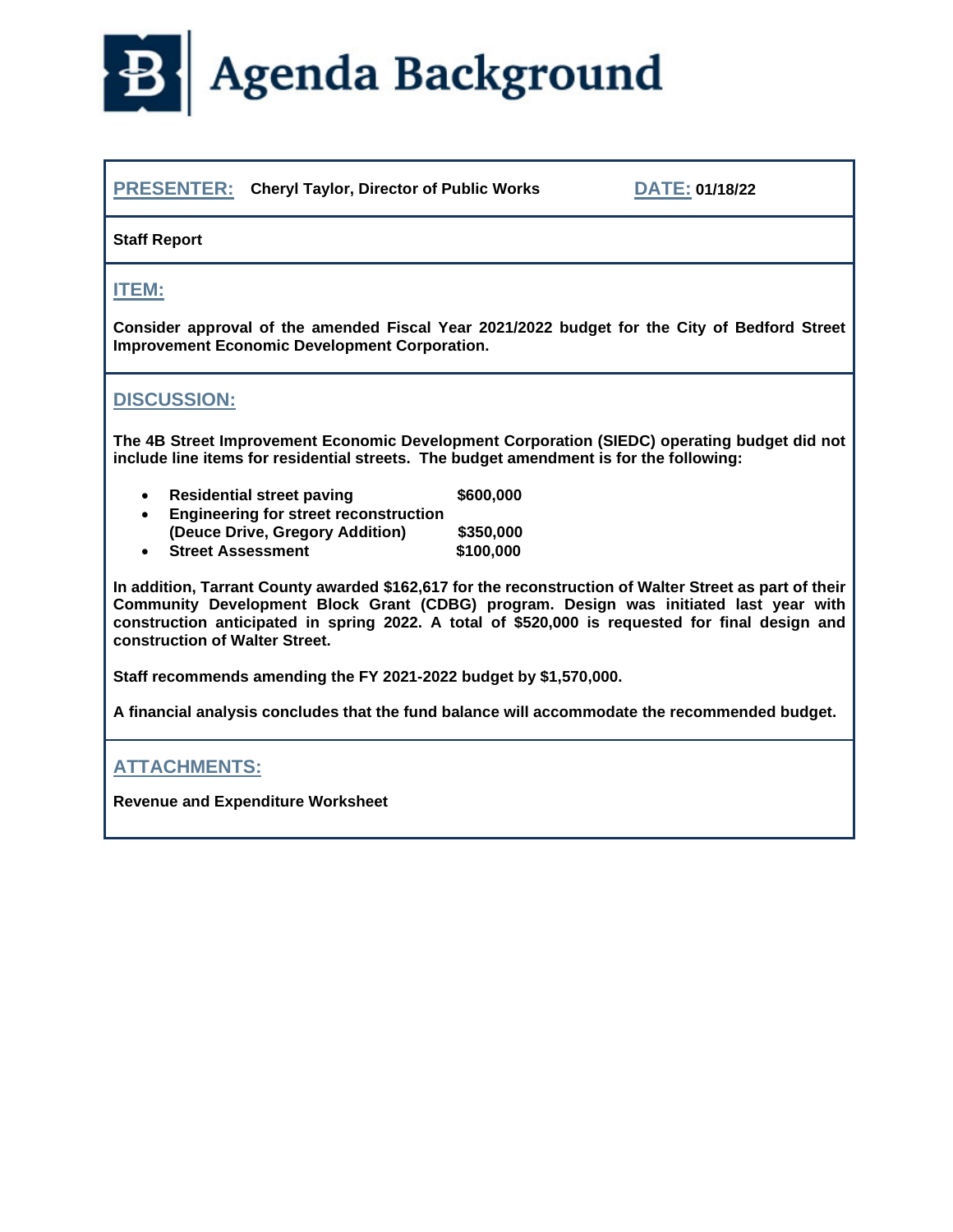# Agenda Background

**PRESENTER:** **Cheryl Taylor, Director of Public Works** **DATE: 01/18/22**

**Staff Report**

## ITEM:

**Consider approval of the amended Fiscal Year 2021/2022 budget for the City of Bedford Street Improvement Economic Development Corporation.**

## DISCUSSION:

**The 4B Street Improvement Economic Development Corporation (SIEDC) operating budget did not include line items for residential streets. The budget amendment is for the following:**

- **Residential street paving $600,000**
- **Engineering for street reconstruction (Deuce Drive, Gregory Addition) $350,000**
- **Street Assessment $100,000**

**In addition, Tarrant County awarded $162,617 for the reconstruction of Walter Street as part of their Community Development Block Grant (CDBG) program. Design was initiated last year with construction anticipated in spring 2022. A total of $520,000 is requested for final design and construction of Walter Street.**

**Staff recommends amending the FY 2021-2022 budget by $1,570,000.**

**A financial analysis concludes that the fund balance will accommodate the recommended budget.**

## ATTACHMENTS:

**Revenue and Expenditure Worksheet**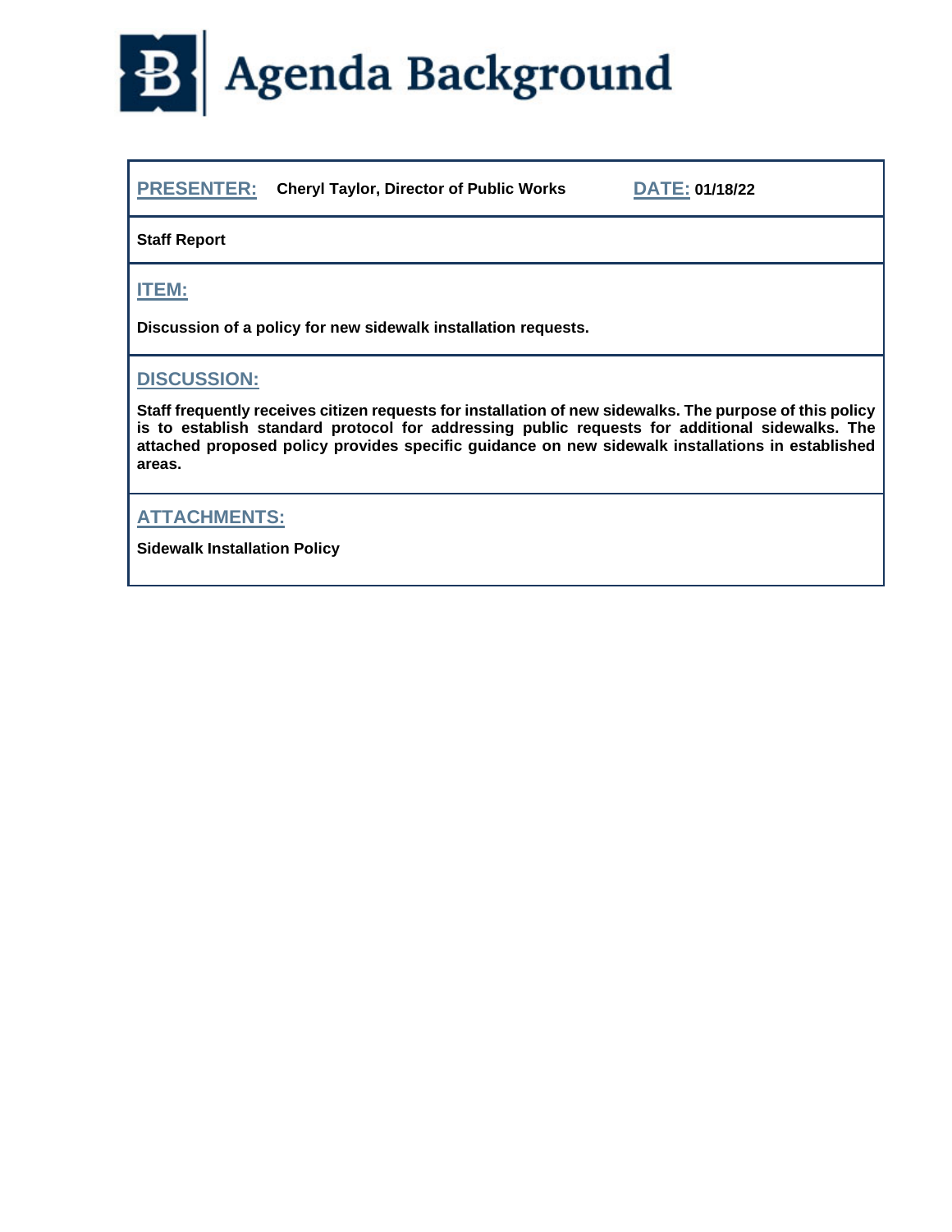# Agenda Background

**PRESENTER:** **Cheryl Taylor, Director of Public Works** **DATE:** **01/18/22**

**Staff Report**

## ITEM:

**Discussion of a policy for new sidewalk installation requests.**

## DISCUSSION:

**Staff frequently receives citizen requests for installation of new sidewalks. The purpose of this policy is to establish standard protocol for addressing public requests for additional sidewalks. The attached proposed policy provides specific guidance on new sidewalk installations in established areas.**

## ATTACHMENTS:

**Sidewalk Installation Policy**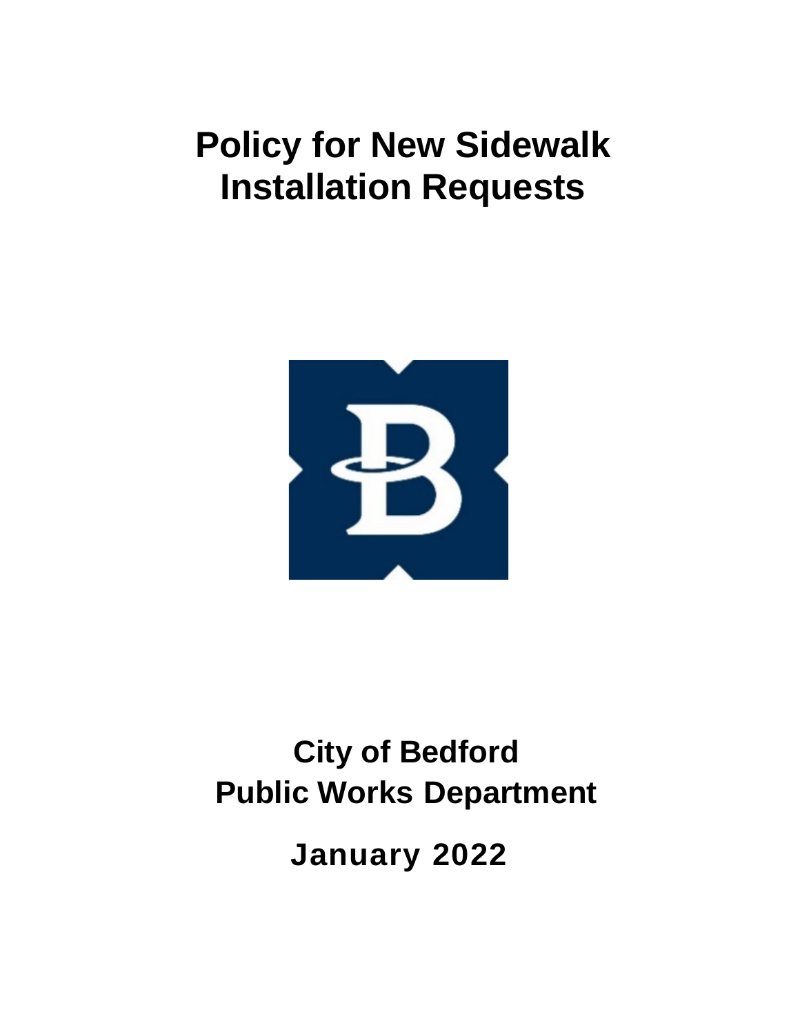# Policy for New Sidewalk Installation Requests

## City of Bedford
## Public Works Department

## January 2022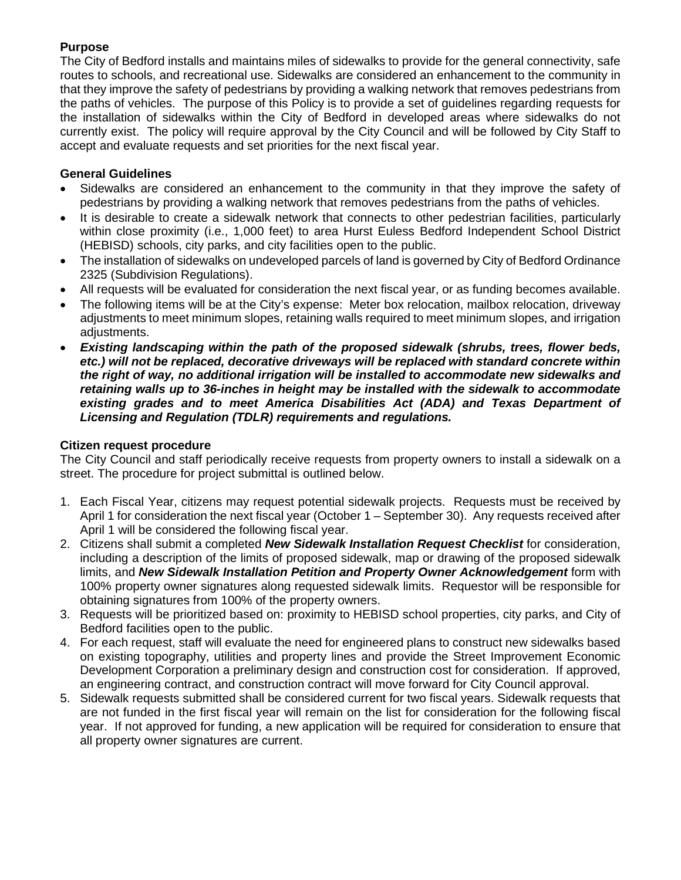**Purpose**

The City of Bedford installs and maintains miles of sidewalks to provide for the general connectivity, safe routes to schools, and recreational use. Sidewalks are considered an enhancement to the community in that they improve the safety of pedestrians by providing a walking network that removes pedestrians from the paths of vehicles. The purpose of this Policy is to provide a set of guidelines regarding requests for the installation of sidewalks within the City of Bedford in developed areas where sidewalks do not currently exist. The policy will require approval by the City Council and will be followed by City Staff to accept and evaluate requests and set priorities for the next fiscal year.

**General Guidelines**

- Sidewalks are considered an enhancement to the community in that they improve the safety of pedestrians by providing a walking network that removes pedestrians from the paths of vehicles.
- It is desirable to create a sidewalk network that connects to other pedestrian facilities, particularly within close proximity (i.e., 1,000 feet) to area Hurst Euless Bedford Independent School District (HEBISD) schools, city parks, and city facilities open to the public.
- The installation of sidewalks on undeveloped parcels of land is governed by City of Bedford Ordinance 2325 (Subdivision Regulations).
- All requests will be evaluated for consideration the next fiscal year, or as funding becomes available.
- The following items will be at the City's expense: Meter box relocation, mailbox relocation, driveway adjustments to meet minimum slopes, retaining walls required to meet minimum slopes, and irrigation adjustments.
- ***Existing landscaping within the path of the proposed sidewalk (shrubs, trees, flower beds, etc.) will not be replaced, decorative driveways will be replaced with standard concrete within the right of way, no additional irrigation will be installed to accommodate new sidewalks and retaining walls up to 36-inches in height may be installed with the sidewalk to accommodate existing grades and to meet America Disabilities Act (ADA) and Texas Department of Licensing and Regulation (TDLR) requirements and regulations.***

**Citizen request procedure**

The City Council and staff periodically receive requests from property owners to install a sidewalk on a street. The procedure for project submittal is outlined below.

1. Each Fiscal Year, citizens may request potential sidewalk projects. Requests must be received by April 1 for consideration the next fiscal year (October 1 – September 30). Any requests received after April 1 will be considered the following fiscal year.
2. Citizens shall submit a completed ***New Sidewalk Installation Request Checklist*** for consideration, including a description of the limits of proposed sidewalk, map or drawing of the proposed sidewalk limits, and ***New Sidewalk Installation Petition and Property Owner Acknowledgement*** form with 100% property owner signatures along requested sidewalk limits. Requestor will be responsible for obtaining signatures from 100% of the property owners.
3. Requests will be prioritized based on: proximity to HEBISD school properties, city parks, and City of Bedford facilities open to the public.
4. For each request, staff will evaluate the need for engineered plans to construct new sidewalks based on existing topography, utilities and property lines and provide the Street Improvement Economic Development Corporation a preliminary design and construction cost for consideration. If approved, an engineering contract, and construction contract will move forward for City Council approval.
5. Sidewalk requests submitted shall be considered current for two fiscal years. Sidewalk requests that are not funded in the first fiscal year will remain on the list for consideration for the following fiscal year. If not approved for funding, a new application will be required for consideration to ensure that all property owner signatures are current.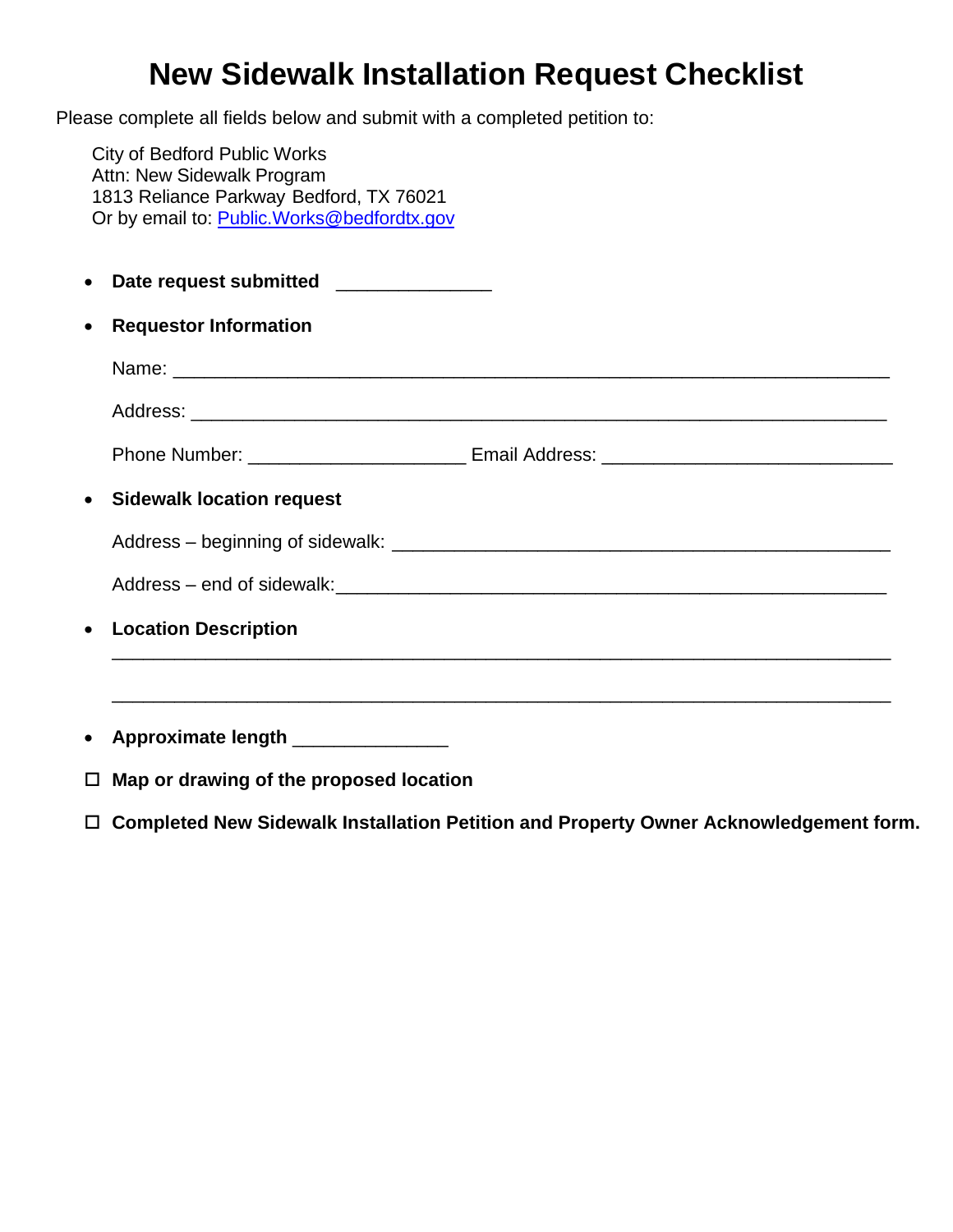# New Sidewalk Installation Request Checklist

Please complete all fields below and submit with a completed petition to:

City of Bedford Public Works
Attn: New Sidewalk Program
1813 Reliance Parkway Bedford, TX 76021
Or by email to: Public.Works@bedfordtx.gov

- **Date request submitted** _______________

- **Requestor Information**

  Name: ______________________________________________________________________

  Address: ____________________________________________________________________

  Phone Number: _____________________ Email Address: ____________________________

- **Sidewalk location request**

  Address – beginning of sidewalk: ________________________________________________

  Address – end of sidewalk:_____________________________________________________

- **Location Description**

  ___________________________________________________________________________

  ___________________________________________________________________________

- **Approximate length** _______________

☐ **Map or drawing of the proposed location**

☐ **Completed New Sidewalk Installation Petition and Property Owner Acknowledgement form.**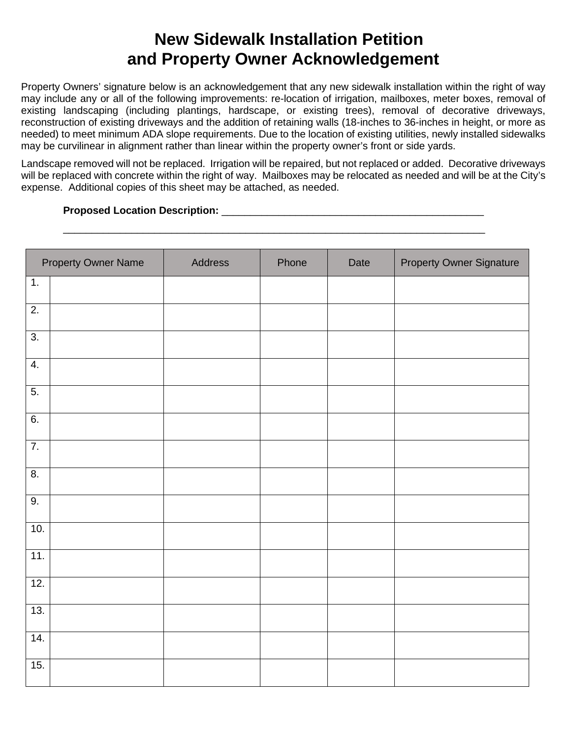# New Sidewalk Installation Petition and Property Owner Acknowledgement

Property Owners' signature below is an acknowledgement that any new sidewalk installation within the right of way may include any or all of the following improvements: re-location of irrigation, mailboxes, meter boxes, removal of existing landscaping (including plantings, hardscape, or existing trees), removal of decorative driveways, reconstruction of existing driveways and the addition of retaining walls (18-inches to 36-inches in height, or more as needed) to meet minimum ADA slope requirements. Due to the location of existing utilities, newly installed sidewalks may be curvilinear in alignment rather than linear within the property owner's front or side yards.

Landscape removed will not be replaced. Irrigation will be repaired, but not replaced or added. Decorative driveways will be replaced with concrete within the right of way. Mailboxes may be relocated as needed and will be at the City's expense. Additional copies of this sheet may be attached, as needed.

**Proposed Location Description:** ______________________________________________

_____________________________________________________________________________

| Property Owner Name | | Address | Phone | Date | Property Owner Signature |
|---|---|---|---|---|---|
| 1. | | | | | |
| 2. | | | | | |
| 3. | | | | | |
| 4. | | | | | |
| 5. | | | | | |
| 6. | | | | | |
| 7. | | | | | |
| 8. | | | | | |
| 9. | | | | | |
| 10. | | | | | |
| 11. | | | | | |
| 12. | | | | | |
| 13. | | | | | |
| 14. | | | | | |
| 15. | | | | | |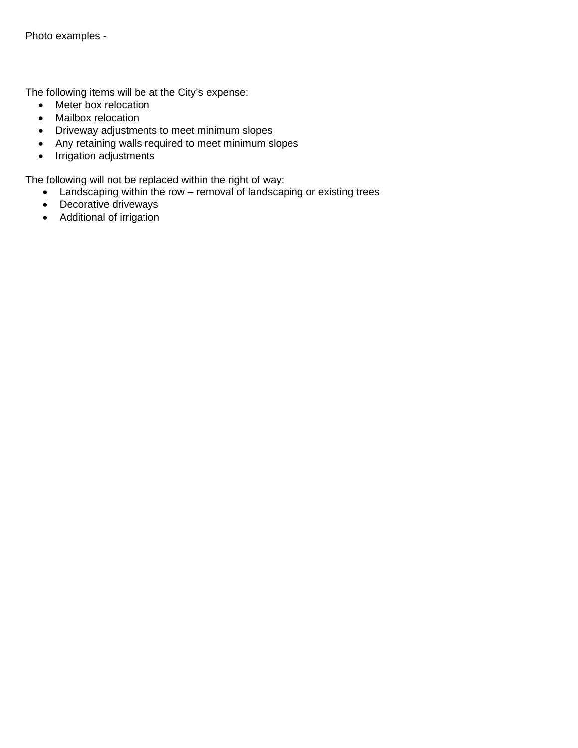Photo examples -

The following items will be at the City's expense:

- Meter box relocation
- Mailbox relocation
- Driveway adjustments to meet minimum slopes
- Any retaining walls required to meet minimum slopes
- Irrigation adjustments

The following will not be replaced within the right of way:

- Landscaping within the row – removal of landscaping or existing trees
- Decorative driveways
- Additional of irrigation